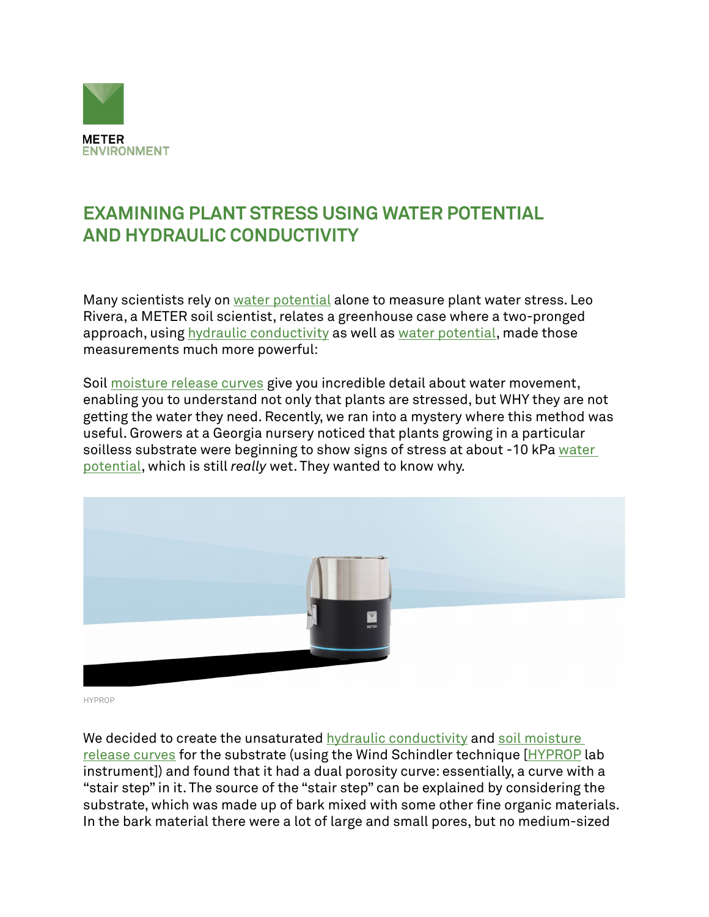METER
ENVIRONMENT

# EXAMINING PLANT STRESS USING WATER POTENTIAL AND HYDRAULIC CONDUCTIVITY

Many scientists rely on water potential alone to measure plant water stress. Leo Rivera, a METER soil scientist, relates a greenhouse case where a two-pronged approach, using hydraulic conductivity as well as water potential, made those measurements much more powerful:

Soil moisture release curves give you incredible detail about water movement, enabling you to understand not only that plants are stressed, but WHY they are not getting the water they need. Recently, we ran into a mystery where this method was useful. Growers at a Georgia nursery noticed that plants growing in a particular soilless substrate were beginning to show signs of stress at about -10 kPa water potential, which is still *really* wet. They wanted to know why.

HYPROP

We decided to create the unsaturated hydraulic conductivity and soil moisture release curves for the substrate (using the Wind Schindler technique [HYPROP lab instrument]) and found that it had a dual porosity curve: essentially, a curve with a "stair step" in it. The source of the "stair step" can be explained by considering the substrate, which was made up of bark mixed with some other fine organic materials. In the bark material there were a lot of large and small pores, but no medium-sized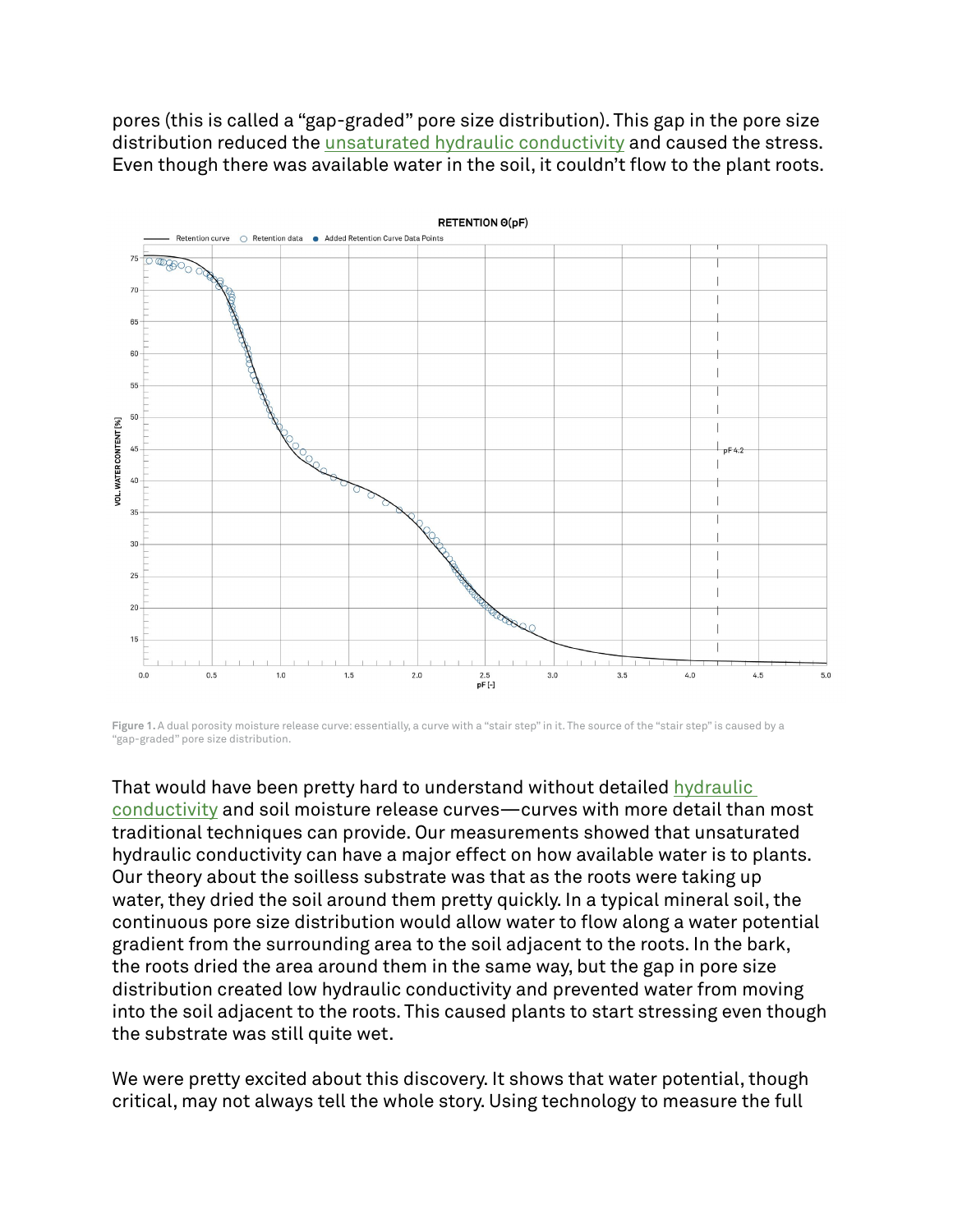pores (this is called a "gap-graded" pore size distribution). This gap in the pore size distribution reduced the unsaturated hydraulic conductivity and caused the stress. Even though there was available water in the soil, it couldn't flow to the plant roots.

**Figure 1.** A dual porosity moisture release curve: essentially, a curve with a "stair step" in it. The source of the "stair step" is caused by a "gap-graded" pore size distribution.

That would have been pretty hard to understand without detailed hydraulic conductivity and soil moisture release curves—curves with more detail than most traditional techniques can provide. Our measurements showed that unsaturated hydraulic conductivity can have a major effect on how available water is to plants. Our theory about the soilless substrate was that as the roots were taking up water, they dried the soil around them pretty quickly. In a typical mineral soil, the continuous pore size distribution would allow water to flow along a water potential gradient from the surrounding area to the soil adjacent to the roots. In the bark, the roots dried the area around them in the same way, but the gap in pore size distribution created low hydraulic conductivity and prevented water from moving into the soil adjacent to the roots. This caused plants to start stressing even though the substrate was still quite wet.

We were pretty excited about this discovery. It shows that water potential, though critical, may not always tell the whole story. Using technology to measure the full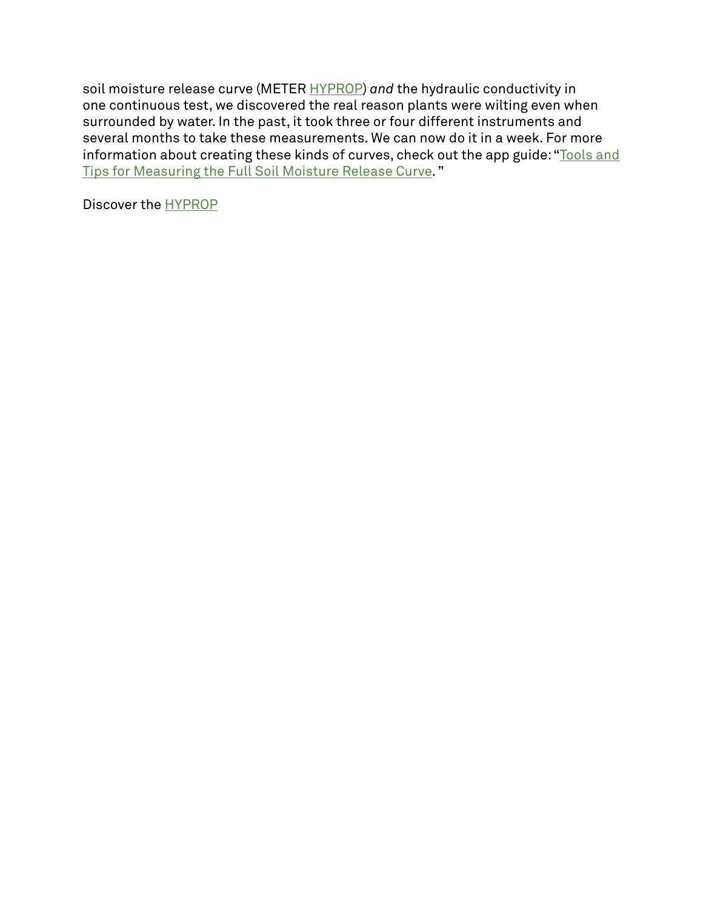soil moisture release curve (METER HYPROP) *and* the hydraulic conductivity in one continuous test, we discovered the real reason plants were wilting even when surrounded by water. In the past, it took three or four different instruments and several months to take these measurements. We can now do it in a week. For more information about creating these kinds of curves, check out the app guide: "Tools and Tips for Measuring the Full Soil Moisture Release Curve. "

Discover the HYPROP